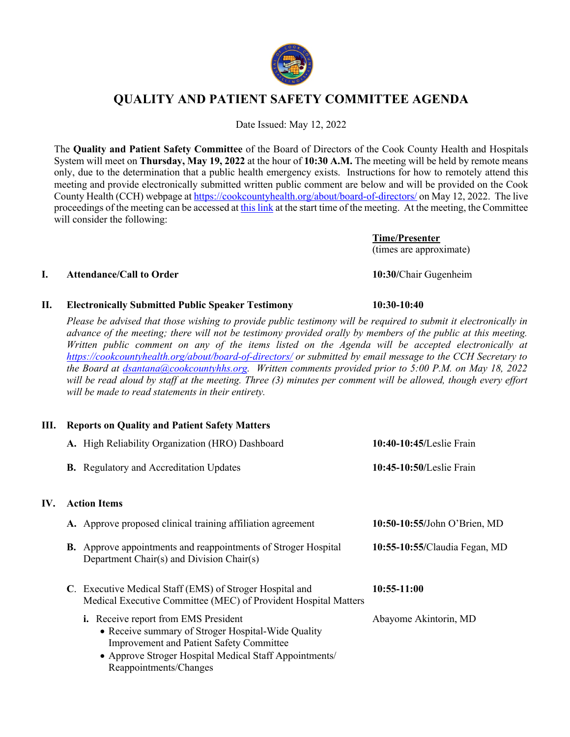# QUALITY AND PATIENT SAFETY COMMITTEE AGENDA

Date Issued: May 12, 2022

The **Quality and Patient Safety Committee** of the Board of Directors of the Cook County Health and Hospitals System will meet on **Thursday, May 19, 2022** at the hour of **10:30 A.M.** The meeting will be held by remote means only, due to the determination that a public health emergency exists. Instructions for how to remotely attend this meeting and provide electronically submitted written public comment are below and will be provided on the Cook County Health (CCH) webpage at https://cookcountyhealth.org/about/board-of-directors/ on May 12, 2022. The live proceedings of the meeting can be accessed at this link at the start time of the meeting. At the meeting, the Committee will consider the following:

| | | **Time/Presenter** (times are approximate) |
|---|---|---|
| **I.** | **Attendance/Call to Order** | **10:30**/Chair Gugenheim |
| **II.** | **Electronically Submitted Public Speaker Testimony** | **10:30-10:40** |

*Please be advised that those wishing to provide public testimony will be required to submit it electronically in advance of the meeting; there will not be testimony provided orally by members of the public at this meeting. Written public comment on any of the items listed on the Agenda will be accepted electronically at https://cookcountyhealth.org/about/board-of-directors/ or submitted by email message to the CCH Secretary to the Board at dsantana@cookcountyhhs.org. Written comments provided prior to 5:00 P.M. on May 18, 2022 will be read aloud by staff at the meeting. Three (3) minutes per comment will be allowed, though every effort will be made to read statements in their entirety.*

**III. Reports on Quality and Patient Safety Matters**

- **A.** High Reliability Organization (HRO) Dashboard — **10:40-10:45**/Leslie Frain
- **B.** Regulatory and Accreditation Updates — **10:45-10:50**/Leslie Frain

**IV. Action Items**

- **A.** Approve proposed clinical training affiliation agreement — **10:50-10:55**/John O'Brien, MD
- **B.** Approve appointments and reappointments of Stroger Hospital Department Chair(s) and Division Chair(s) — **10:55-10:55**/Claudia Fegan, MD
- **C.** Executive Medical Staff (EMS) of Stroger Hospital and Medical Executive Committee (MEC) of Provident Hospital Matters — **10:55-11:00**
  - **i.** Receive report from EMS President — Abayome Akintorin, MD
    - Receive summary of Stroger Hospital-Wide Quality Improvement and Patient Safety Committee
    - Approve Stroger Hospital Medical Staff Appointments/ Reappointments/Changes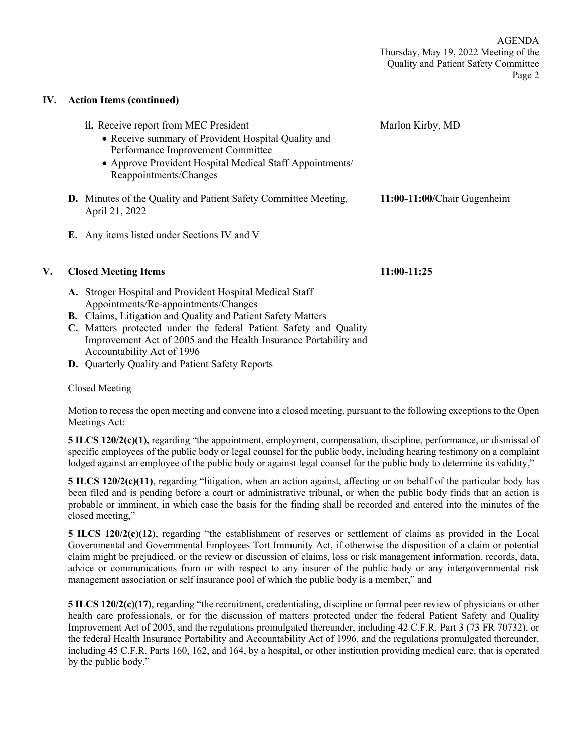## IV. Action Items (continued)

**ii.** Receive report from MEC President — Marlon Kirby, MD

- Receive summary of Provident Hospital Quality and Performance Improvement Committee
- Approve Provident Hospital Medical Staff Appointments/ Reappointments/Changes

**D.** Minutes of the Quality and Patient Safety Committee Meeting, April 21, 2022 — **11:00-11:00**/Chair Gugenheim

**E.** Any items listed under Sections IV and V

## V. Closed Meeting Items — 11:00-11:25

**A.** Stroger Hospital and Provident Hospital Medical Staff Appointments/Re-appointments/Changes
**B.** Claims, Litigation and Quality and Patient Safety Matters
**C.** Matters protected under the federal Patient Safety and Quality Improvement Act of 2005 and the Health Insurance Portability and Accountability Act of 1996
**D.** Quarterly Quality and Patient Safety Reports

Closed Meeting

Motion to recess the open meeting and convene into a closed meeting, pursuant to the following exceptions to the Open Meetings Act:

**5 ILCS 120/2(c)(1),** regarding "the appointment, employment, compensation, discipline, performance, or dismissal of specific employees of the public body or legal counsel for the public body, including hearing testimony on a complaint lodged against an employee of the public body or against legal counsel for the public body to determine its validity,"

**5 ILCS 120/2(c)(11)**, regarding "litigation, when an action against, affecting or on behalf of the particular body has been filed and is pending before a court or administrative tribunal, or when the public body finds that an action is probable or imminent, in which case the basis for the finding shall be recorded and entered into the minutes of the closed meeting,"

**5 ILCS 120/2(c)(12)**, regarding "the establishment of reserves or settlement of claims as provided in the Local Governmental and Governmental Employees Tort Immunity Act, if otherwise the disposition of a claim or potential claim might be prejudiced, or the review or discussion of claims, loss or risk management information, records, data, advice or communications from or with respect to any insurer of the public body or any intergovernmental risk management association or self insurance pool of which the public body is a member," and

**5 ILCS 120/2(c)(17)**, regarding "the recruitment, credentialing, discipline or formal peer review of physicians or other health care professionals, or for the discussion of matters protected under the federal Patient Safety and Quality Improvement Act of 2005, and the regulations promulgated thereunder, including 42 C.F.R. Part 3 (73 FR 70732), or the federal Health Insurance Portability and Accountability Act of 1996, and the regulations promulgated thereunder, including 45 C.F.R. Parts 160, 162, and 164, by a hospital, or other institution providing medical care, that is operated by the public body."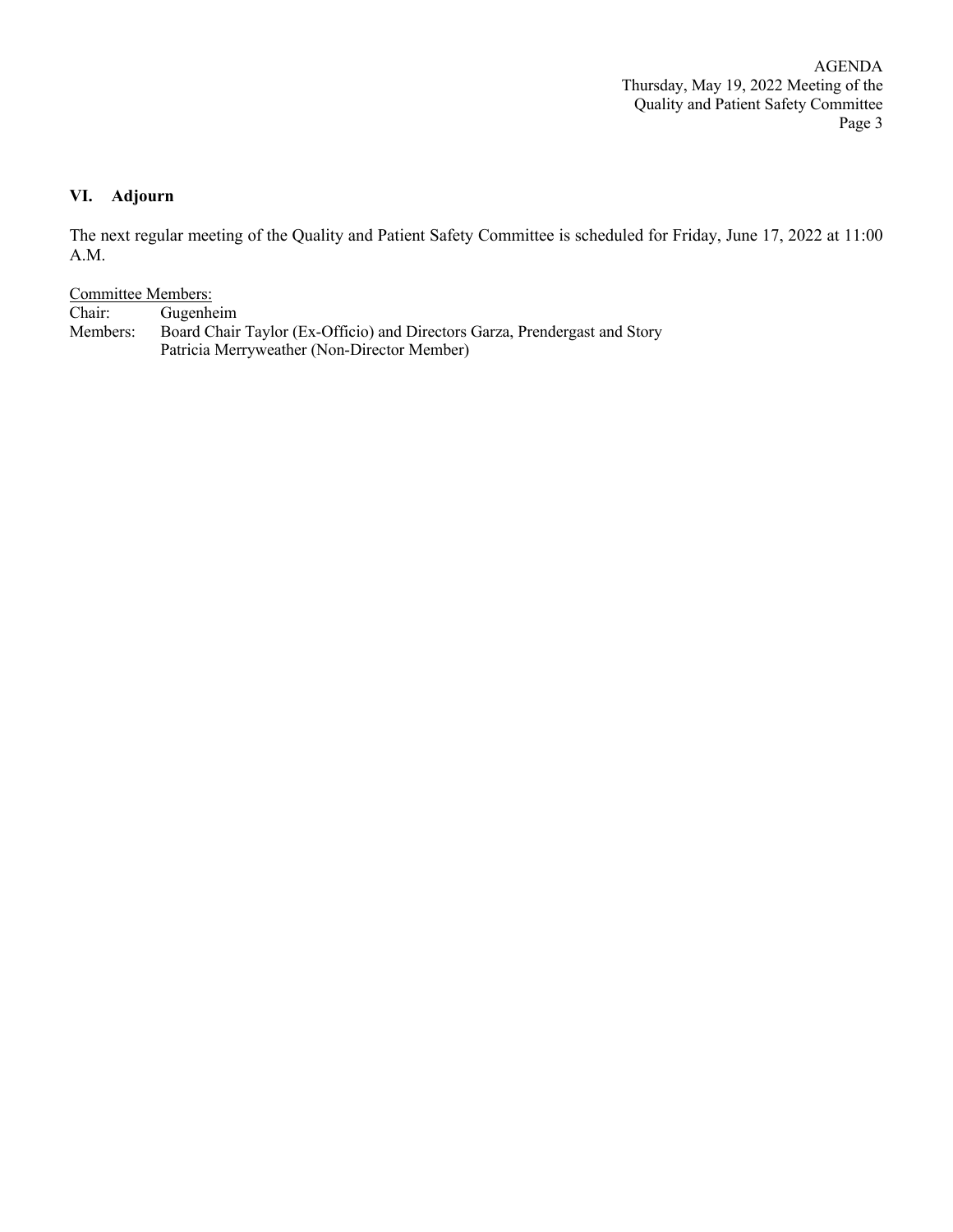## VI. Adjourn

The next regular meeting of the Quality and Patient Safety Committee is scheduled for Friday, June 17, 2022 at 11:00 A.M.

Committee Members:

Chair: Gugenheim

Members: Board Chair Taylor (Ex-Officio) and Directors Garza, Prendergast and Story
Patricia Merryweather (Non-Director Member)